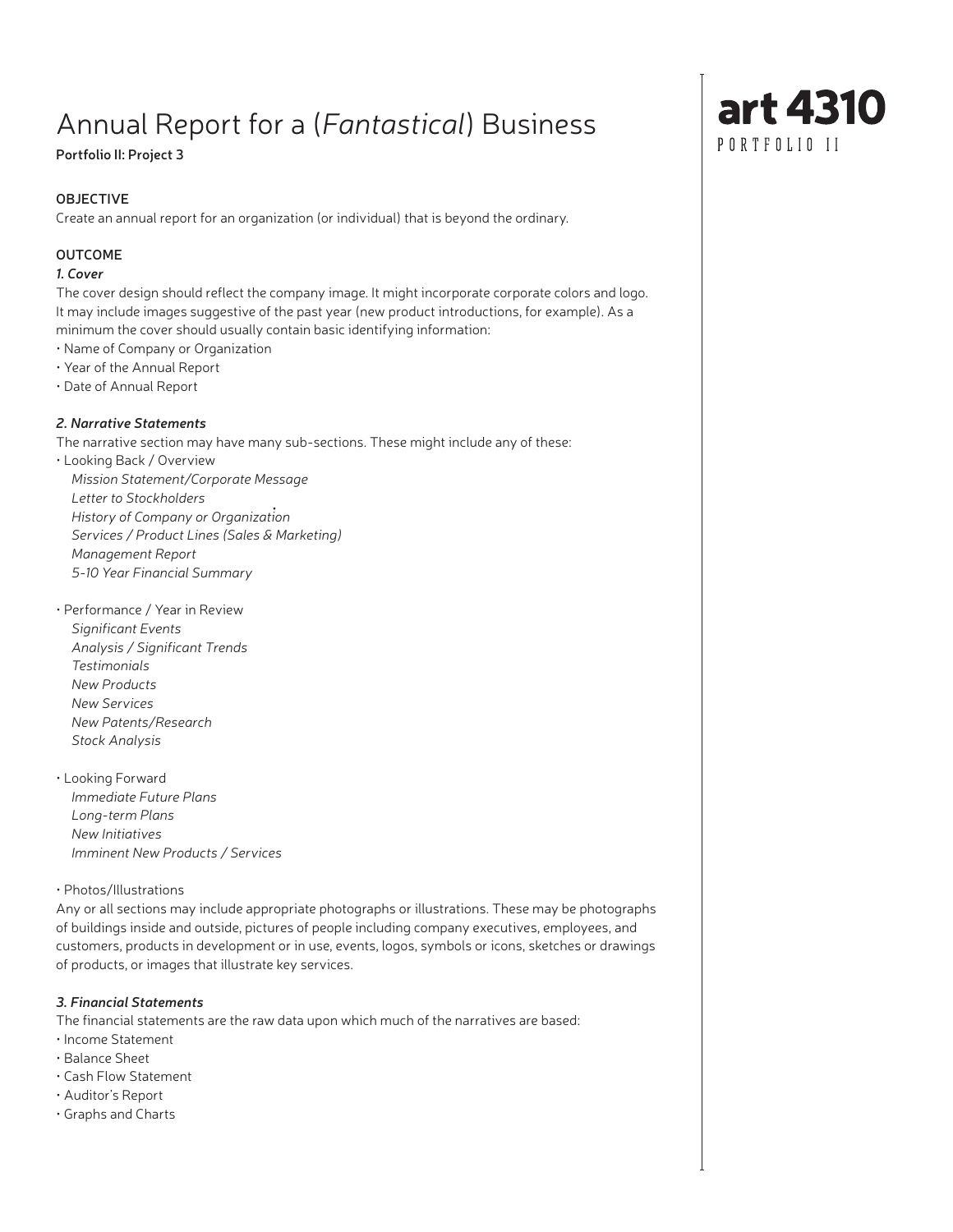# Annual Report for a (*Fantastical*) Business

**Portfolio II: Project 3**

**art 4310**
PORTFOLIO II

**OBJECTIVE**

Create an annual report for an organization (or individual) that is beyond the ordinary.

**OUTCOME**

***1. Cover***

The cover design should reflect the company image. It might incorporate corporate colors and logo. It may include images suggestive of the past year (new product introductions, for example). As a minimum the cover should usually contain basic identifying information:

- Name of Company or Organization
- Year of the Annual Report
- Date of Annual Report

***2. Narrative Statements***

The narrative section may have many sub-sections. These might include any of these:

- Looking Back / Overview
  - *Mission Statement/Corporate Message*
  - *Letter to Stockholders*
  - *History of Company or Organization*
  - *Services / Product Lines (Sales & Marketing)*
  - *Management Report*
  - *5-10 Year Financial Summary*

- Performance / Year in Review
  - *Significant Events*
  - *Analysis / Significant Trends*
  - *Testimonials*
  - *New Products*
  - *New Services*
  - *New Patents/Research*
  - *Stock Analysis*

- Looking Forward
  - *Immediate Future Plans*
  - *Long-term Plans*
  - *New Initiatives*
  - *Imminent New Products / Services*

- Photos/Illustrations

Any or all sections may include appropriate photographs or illustrations. These may be photographs of buildings inside and outside, pictures of people including company executives, employees, and customers, products in development or in use, events, logos, symbols or icons, sketches or drawings of products, or images that illustrate key services.

***3. Financial Statements***

The financial statements are the raw data upon which much of the narratives are based:

- Income Statement
- Balance Sheet
- Cash Flow Statement
- Auditor's Report
- Graphs and Charts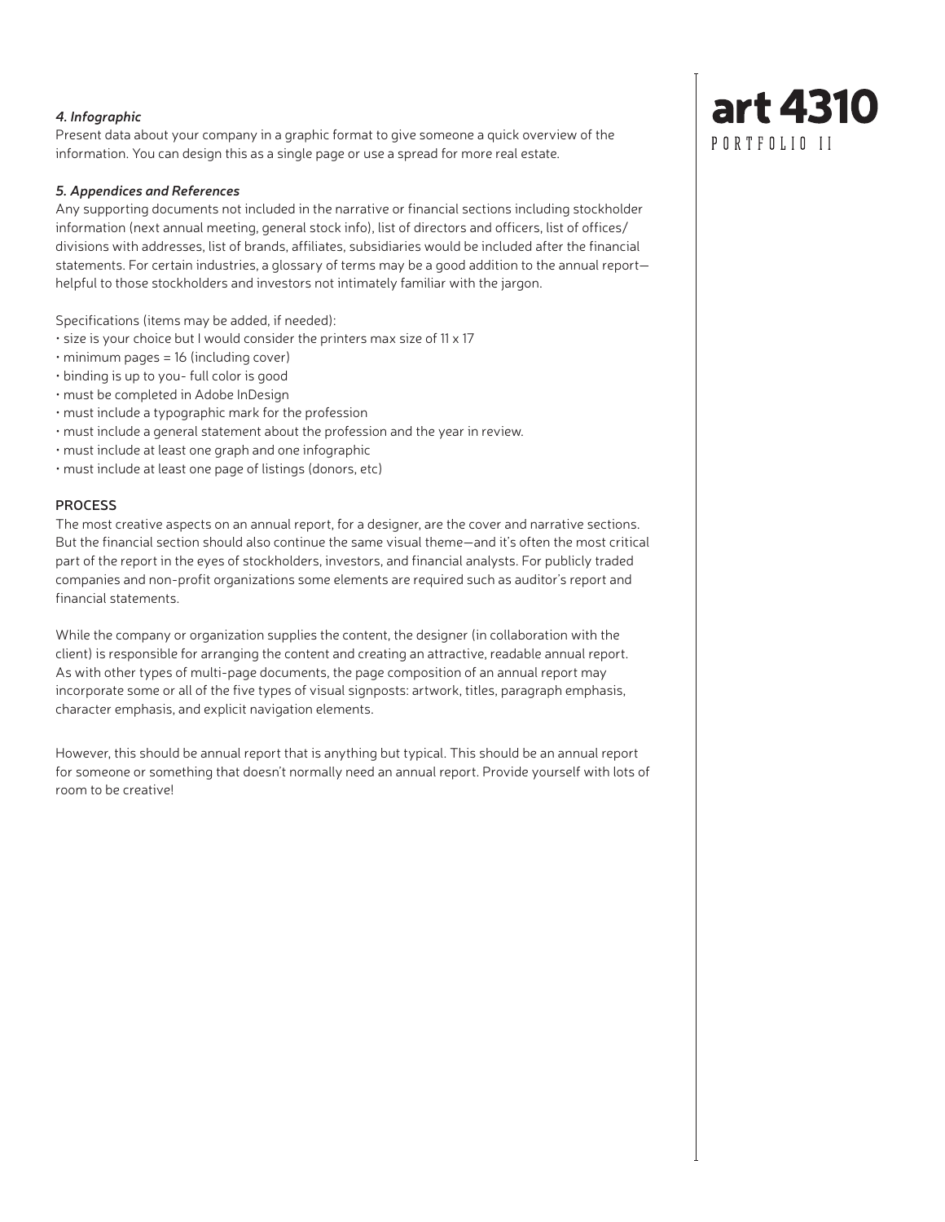#### *4. Infographic*

Present data about your company in a graphic format to give someone a quick overview of the information. You can design this as a single page or use a spread for more real estate.

#### *5. Appendices and References*

Any supporting documents not included in the narrative or financial sections including stockholder information (next annual meeting, general stock info), list of directors and officers, list of offices/ divisions with addresses, list of brands, affiliates, subsidiaries would be included after the financial statements. For certain industries, a glossary of terms may be a good addition to the annual report—helpful to those stockholders and investors not intimately familiar with the jargon.

Specifications (items may be added, if needed):

- size is your choice but I would consider the printers max size of 11 x 17
- minimum pages = 16 (including cover)
- binding is up to you- full color is good
- must be completed in Adobe InDesign
- must include a typographic mark for the profession
- must include a general statement about the profession and the year in review.
- must include at least one graph and one infographic
- must include at least one page of listings (donors, etc)

### PROCESS

The most creative aspects on an annual report, for a designer, are the cover and narrative sections. But the financial section should also continue the same visual theme—and it's often the most critical part of the report in the eyes of stockholders, investors, and financial analysts. For publicly traded companies and non-profit organizations some elements are required such as auditor's report and financial statements.

While the company or organization supplies the content, the designer (in collaboration with the client) is responsible for arranging the content and creating an attractive, readable annual report. As with other types of multi-page documents, the page composition of an annual report may incorporate some or all of the five types of visual signposts: artwork, titles, paragraph emphasis, character emphasis, and explicit navigation elements.

However, this should be annual report that is anything but typical. This should be an annual report for someone or something that doesn't normally need an annual report. Provide yourself with lots of room to be creative!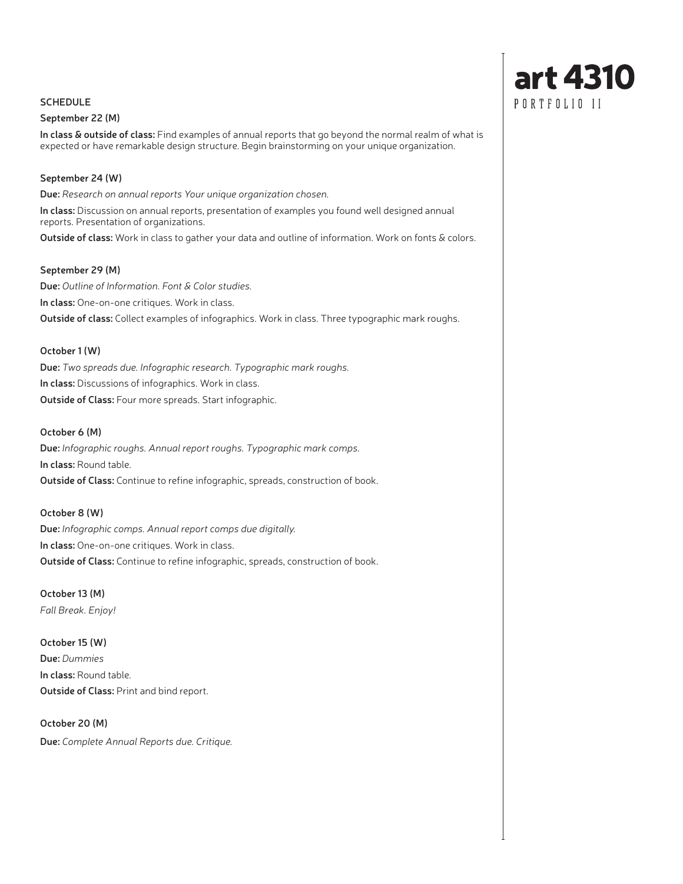# art 4310

PORTFOLIO II

## SCHEDULE

### September 22 (M)

**In class & outside of class:** Find examples of annual reports that go beyond the normal realm of what is expected or have remarkable design structure. Begin brainstorming on your unique organization.

### September 24 (W)

**Due:** *Research on annual reports Your unique organization chosen.*

**In class:** Discussion on annual reports, presentation of examples you found well designed annual reports. Presentation of organizations.

**Outside of class:** Work in class to gather your data and outline of information. Work on fonts & colors.

### September 29 (M)

**Due:** *Outline of Information. Font & Color studies.*

**In class:** One-on-one critiques. Work in class.

**Outside of class:** Collect examples of infographics. Work in class. Three typographic mark roughs.

### October 1 (W)

**Due:** *Two spreads due. Infographic research. Typographic mark roughs.*

**In class:** Discussions of infographics. Work in class.

**Outside of Class:** Four more spreads. Start infographic.

### October 6 (M)

**Due:** *Infographic roughs. Annual report roughs. Typographic mark comps.*

**In class:** Round table.

**Outside of Class:** Continue to refine infographic, spreads, construction of book.

### October 8 (W)

**Due:** *Infographic comps. Annual report comps due digitally.*

**In class:** One-on-one critiques. Work in class.

**Outside of Class:** Continue to refine infographic, spreads, construction of book.

### October 13 (M)

*Fall Break. Enjoy!*

### October 15 (W)

**Due:** *Dummies*

**In class:** Round table.

**Outside of Class:** Print and bind report.

### October 20 (M)

**Due:** *Complete Annual Reports due. Critique.*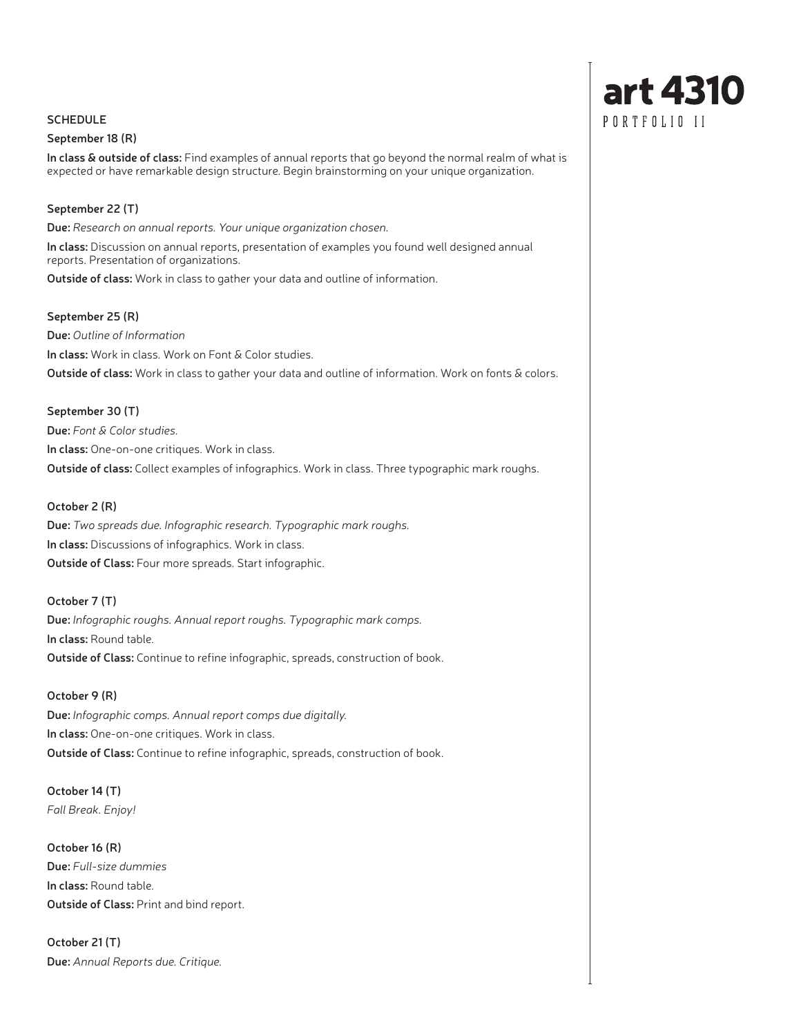**SCHEDULE**

**September 18 (R)**

**In class & outside of class:** Find examples of annual reports that go beyond the normal realm of what is expected or have remarkable design structure. Begin brainstorming on your unique organization.

**September 22 (T)**

**Due:** *Research on annual reports. Your unique organization chosen.*

**In class:** Discussion on annual reports, presentation of examples you found well designed annual reports. Presentation of organizations.

**Outside of class:** Work in class to gather your data and outline of information.

**September 25 (R)**

**Due:** *Outline of Information*

**In class:** Work in class. Work on Font & Color studies.

**Outside of class:** Work in class to gather your data and outline of information. Work on fonts & colors.

**September 30 (T)**

**Due:** *Font & Color studies.*

**In class:** One-on-one critiques. Work in class.

**Outside of class:** Collect examples of infographics. Work in class. Three typographic mark roughs.

**October 2 (R)**

**Due:** *Two spreads due. Infographic research. Typographic mark roughs.*

**In class:** Discussions of infographics. Work in class.

**Outside of Class:** Four more spreads. Start infographic.

**October 7 (T)**

**Due:** *Infographic roughs. Annual report roughs. Typographic mark comps.*

**In class:** Round table.

**Outside of Class:** Continue to refine infographic, spreads, construction of book.

**October 9 (R)**

**Due:** *Infographic comps. Annual report comps due digitally.*

**In class:** One-on-one critiques. Work in class.

**Outside of Class:** Continue to refine infographic, spreads, construction of book.

**October 14 (T)**

*Fall Break. Enjoy!*

**October 16 (R)**

**Due:** *Full-size dummies*

**In class:** Round table.

**Outside of Class:** Print and bind report.

**October 21 (T)**

**Due:** *Annual Reports due. Critique.*